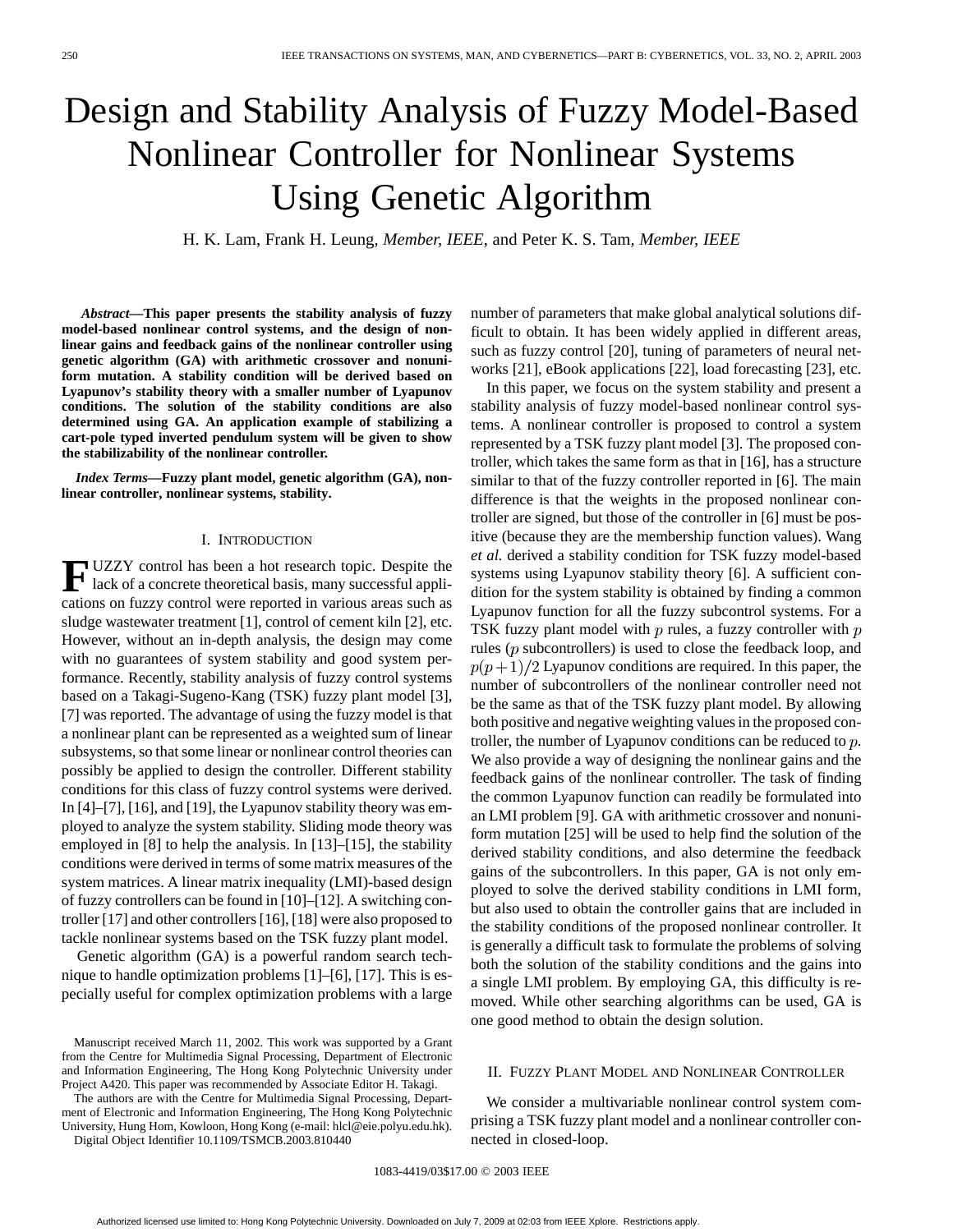# Design and Stability Analysis of Fuzzy Model-Based Nonlinear Controller for Nonlinear Systems Using Genetic Algorithm

H. K. Lam, Frank H. Leung, *Member, IEEE*, and Peter K. S. Tam, *Member, IEEE*

***Abstract*—This paper presents the stability analysis of fuzzy model-based nonlinear control systems, and the design of nonlinear gains and feedback gains of the nonlinear controller using genetic algorithm (GA) with arithmetic crossover and nonuniform mutation. A stability condition will be derived based on Lyapunov's stability theory with a smaller number of Lyapunov conditions. The solution of the stability conditions are also determined using GA. An application example of stabilizing a cart-pole typed inverted pendulum system will be given to show the stabilizability of the nonlinear controller.**

***Index Terms*—Fuzzy plant model, genetic algorithm (GA), nonlinear controller, nonlinear systems, stability.**

## I. Introduction

Fuzzy control has been a hot research topic. Despite the lack of a concrete theoretical basis, many successful applications on fuzzy control were reported in various areas such as sludge wastewater treatment [1], control of cement kiln [2], etc. However, without an in-depth analysis, the design may come with no guarantees of system stability and good system performance. Recently, stability analysis of fuzzy control systems based on a Takagi-Sugeno-Kang (TSK) fuzzy plant model [3], [7] was reported. The advantage of using the fuzzy model is that a nonlinear plant can be represented as a weighted sum of linear subsystems, so that some linear or nonlinear control theories can possibly be applied to design the controller. Different stability conditions for this class of fuzzy control systems were derived. In [4]–[7], [16], and [19], the Lyapunov stability theory was employed to analyze the system stability. Sliding mode theory was employed in [8] to help the analysis. In [13]–[15], the stability conditions were derived in terms of some matrix measures of the system matrices. A linear matrix inequality (LMI)-based design of fuzzy controllers can be found in [10]–[12]. A switching controller [17] and other controllers [16], [18] were also proposed to tackle nonlinear systems based on the TSK fuzzy plant model.

Genetic algorithm (GA) is a powerful random search technique to handle optimization problems [1]–[6], [17]. This is especially useful for complex optimization problems with a large number of parameters that make global analytical solutions difficult to obtain. It has been widely applied in different areas, such as fuzzy control [20], tuning of parameters of neural networks [21], eBook applications [22], load forecasting [23], etc.

In this paper, we focus on the system stability and present a stability analysis of fuzzy model-based nonlinear control systems. A nonlinear controller is proposed to control a system represented by a TSK fuzzy plant model [3]. The proposed controller, which takes the same form as that in [16], has a structure similar to that of the fuzzy controller reported in [6]. The main difference is that the weights in the proposed nonlinear controller are signed, but those of the controller in [6] must be positive (because they are the membership function values). Wang *et al.* derived a stability condition for TSK fuzzy model-based systems using Lyapunov stability theory [6]. A sufficient condition for the system stability is obtained by finding a common Lyapunov function for all the fuzzy subcontrol systems. For a TSK fuzzy plant model with $p$ rules, a fuzzy controller with $p$ rules ($p$ subcontrollers) is used to close the feedback loop, and $p(p+1)/2$ Lyapunov conditions are required. In this paper, the number of subcontrollers of the nonlinear controller need not be the same as that of the TSK fuzzy plant model. By allowing both positive and negative weighting values in the proposed controller, the number of Lyapunov conditions can be reduced to $p$. We also provide a way of designing the nonlinear gains and the feedback gains of the nonlinear controller. The task of finding the common Lyapunov function can readily be formulated into an LMI problem [9]. GA with arithmetic crossover and nonuniform mutation [25] will be used to help find the solution of the derived stability conditions, and also determine the feedback gains of the subcontrollers. In this paper, GA is not only employed to solve the derived stability conditions in LMI form, but also used to obtain the controller gains that are included in the stability conditions of the proposed nonlinear controller. It is generally a difficult task to formulate the problems of solving both the solution of the stability conditions and the gains into a single LMI problem. By employing GA, this difficulty is removed. While other searching algorithms can be used, GA is one good method to obtain the design solution.

## II. Fuzzy Plant Model and Nonlinear Controller

We consider a multivariable nonlinear control system comprising a TSK fuzzy plant model and a nonlinear controller connected in closed-loop.

Manuscript received March 11, 2002. This work was supported by a Grant from the Centre for Multimedia Signal Processing, Department of Electronic and Information Engineering, The Hong Kong Polytechnic University under Project A420. This paper was recommended by Associate Editor H. Takagi.

The authors are with the Centre for Multimedia Signal Processing, Department of Electronic and Information Engineering, The Hong Kong Polytechnic University, Hung Hom, Kowloon, Hong Kong (e-mail: hlcl@eie.polyu.edu.hk).

Digital Object Identifier 10.1109/TSMCB.2003.810440

1083-4419/03$17.00 © 2003 IEEE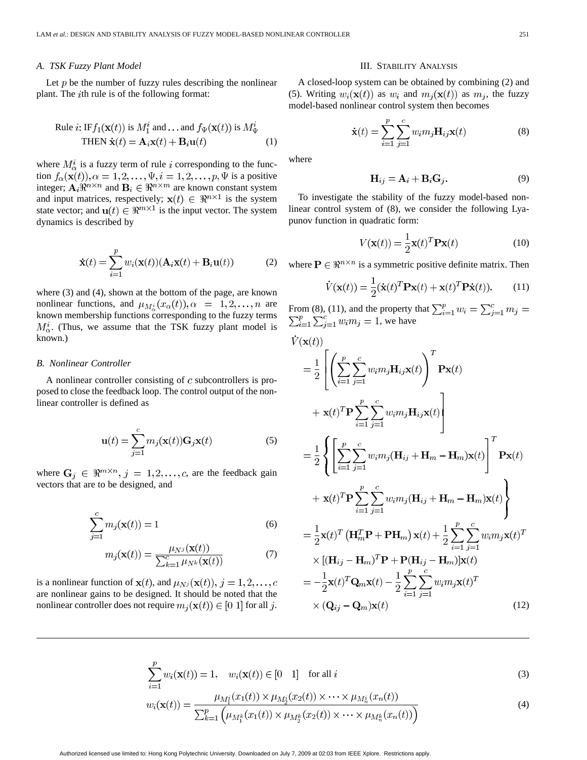### A. TSK Fuzzy Plant Model

Let $p$ be the number of fuzzy rules describing the nonlinear plant. The $i$th rule is of the following format:

$$\text{Rule } i\text{: IF} f_1(\mathbf{x}(t)) \text{ is } M_1^i \text{ and} \ldots \text{and } f_\Psi(\mathbf{x}(t)) \text{ is } M_\Psi^i$$
$$\text{THEN } \dot{\mathbf{x}}(t) = \mathbf{A}_i\mathbf{x}(t) + \mathbf{B}_i\mathbf{u}(t) \quad (1)$$

where $M_\alpha^i$ is a fuzzy term of rule $i$ corresponding to the function $f_\alpha(\mathbf{x}(t)), \alpha = 1, 2, \ldots, \Psi, i = 1, 2, \ldots, p, \Psi$ is a positive integer; $\mathbf{A}_i \Re^{n\times n}$ and $\mathbf{B}_i \in \Re^{n\times m}$ are known constant system and input matrices, respectively; $\mathbf{x}(t) \in \Re^{n\times 1}$ is the system state vector; and $\mathbf{u}(t) \in \Re^{m\times 1}$ is the input vector. The system dynamics is described by

$$\dot{\mathbf{x}}(t) = \sum_{i=1}^{p} w_i(\mathbf{x}(t))(\mathbf{A}_i\mathbf{x}(t) + \mathbf{B}_i\mathbf{u}(t)) \quad (2)$$

where (3) and (4), shown at the bottom of the page, are known nonlinear functions, and $\mu_{M_\alpha^i}(x_\alpha(t)), \alpha = 1, 2, \ldots, n$ are known membership functions corresponding to the fuzzy terms $M_\alpha^i$. (Thus, we assume that the TSK fuzzy plant model is known.)

$$\sum_{i=1}^{p} w_i(\mathbf{x}(t)) = 1, \quad w_i(\mathbf{x}(t)) \in [0 \quad 1] \quad \text{for all } i \quad (3)$$

$$w_i(\mathbf{x}(t)) = \frac{\mu_{M_1^i}(x_1(t)) \times \mu_{M_2^i}(x_2(t)) \times \cdots \times \mu_{M_n^i}(x_n(t))}{\sum_{k=1}^{p}\left(\mu_{M_1^k}(x_1(t)) \times \mu_{M_2^k}(x_2(t)) \times \cdots \times \mu_{M_n^k}(x_n(t))\right)} \quad (4)$$

### B. Nonlinear Controller

A nonlinear controller consisting of $c$ subcontrollers is proposed to close the feedback loop. The control output of the nonlinear controller is defined as

$$\mathbf{u}(t) = \sum_{j=1}^{c} m_j(\mathbf{x}(t))\mathbf{G}_j\mathbf{x}(t) \quad (5)$$

where $\mathbf{G}_j \in \Re^{m\times n}, j = 1, 2, \ldots, c,$ are the feedback gain vectors that are to be designed, and

$$\sum_{j=1}^{c} m_j(\mathbf{x}(t)) = 1 \quad (6)$$

$$m_j(\mathbf{x}(t)) = \frac{\mu_{N^j}(\mathbf{x}(t))}{\sum_{k=1}^{c}\mu_{N^k}(\mathbf{x}(t))} \quad (7)$$

is a nonlinear function of $\mathbf{x}(t)$, and $\mu_{N^j}(\mathbf{x}(t)), j = 1, 2, \ldots, c$ are nonlinear gains to be designed. It should be noted that the nonlinear controller does not require $m_j(\mathbf{x}(t)) \in [0\ 1]$ for all $j$.

## III. Stability Analysis

A closed-loop system can be obtained by combining (2) and (5). Writing $w_i(\mathbf{x}(t))$ as $w_i$ and $m_j(\mathbf{x}(t))$ as $m_j$, the fuzzy model-based nonlinear control system then becomes

$$\dot{\mathbf{x}}(t) = \sum_{i=1}^{p}\sum_{j=1}^{c} w_i m_j \mathbf{H}_{ij}\mathbf{x}(t) \quad (8)$$

where

$$\mathbf{H}_{ij} = \mathbf{A}_i + \mathbf{B}_i\mathbf{G}_j. \quad (9)$$

To investigate the stability of the fuzzy model-based nonlinear control system of (8), we consider the following Lyapunov function in quadratic form:

$$V(\mathbf{x}(t)) = \frac{1}{2}\mathbf{x}(t)^T\mathbf{P}\mathbf{x}(t) \quad (10)$$

where $\mathbf{P} \in \Re^{n\times n}$ is a symmetric positive definite matrix. Then

$$\dot{V}(\mathbf{x}(t)) = \frac{1}{2}(\dot{\mathbf{x}}(t)^T\mathbf{P}\mathbf{x}(t) + \mathbf{x}(t)^T\mathbf{P}\dot{\mathbf{x}}(t)). \quad (11)$$

From (8), (11), and the property that $\sum_{i=1}^{p} w_i = \sum_{j=1}^{c} m_j = \sum_{i=1}^{p}\sum_{j=1}^{c} w_i m_j = 1$, we have

$$\begin{aligned}
\dot{V}(\mathbf{x}(t)) &= \frac{1}{2}\left[\left(\sum_{i=1}^{p}\sum_{j=1}^{c} w_i m_j \mathbf{H}_{ij}\mathbf{x}(t)\right)^T \mathbf{P}\mathbf{x}(t) + \mathbf{x}(t)^T\mathbf{P}\sum_{i=1}^{p}\sum_{j=1}^{c} w_i m_j \mathbf{H}_{ij}\mathbf{x}(t)\right] \\
&= \frac{1}{2}\left\{\left[\sum_{i=1}^{p}\sum_{j=1}^{c} w_i m_j (\mathbf{H}_{ij} + \mathbf{H}_m - \mathbf{H}_m)\mathbf{x}(t)\right]^T \mathbf{P}\mathbf{x}(t) + \mathbf{x}(t)^T\mathbf{P}\sum_{i=1}^{p}\sum_{j=1}^{c} w_i m_j (\mathbf{H}_{ij} + \mathbf{H}_m - \mathbf{H}_m)\mathbf{x}(t)\right\} \\
&= \frac{1}{2}\mathbf{x}(t)^T\left(\mathbf{H}_m^T\mathbf{P} + \mathbf{P}\mathbf{H}_m\right)\mathbf{x}(t) + \frac{1}{2}\sum_{i=1}^{p}\sum_{j=1}^{c} w_i m_j \mathbf{x}(t)^T \\
&\quad \times [(\mathbf{H}_{ij} - \mathbf{H}_m)^T\mathbf{P} + \mathbf{P}(\mathbf{H}_{ij} - \mathbf{H}_m)]\mathbf{x}(t) \\
&= -\frac{1}{2}\mathbf{x}(t)^T\mathbf{Q}_m\mathbf{x}(t) - \frac{1}{2}\sum_{i=1}^{p}\sum_{j=1}^{c} w_i m_j \mathbf{x}(t)^T \\
&\quad \times (\mathbf{Q}_{ij} - \mathbf{Q}_m)\mathbf{x}(t)
\end{aligned} \quad (12)$$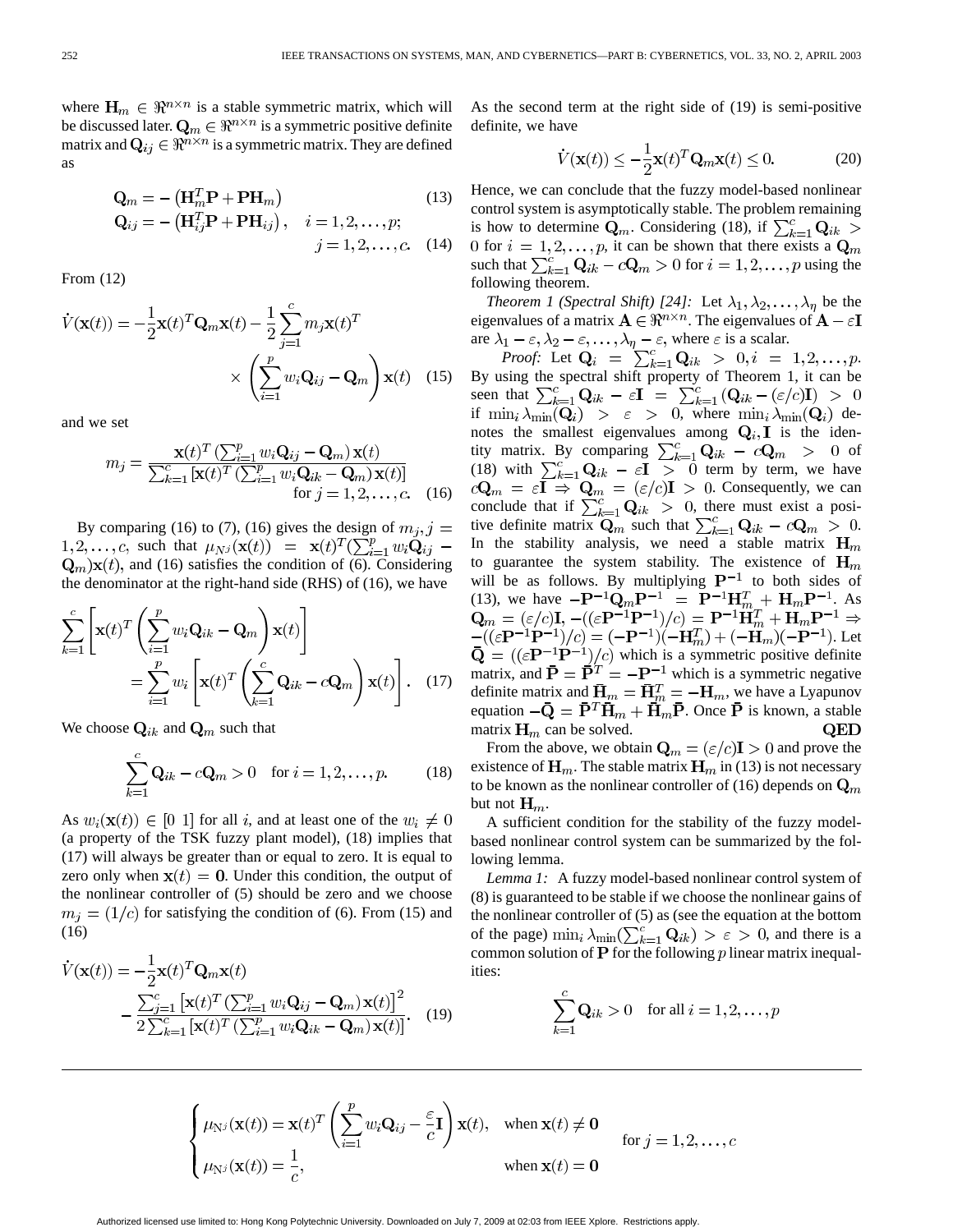where $\mathbf{H}_m \in \Re^{n\times n}$ is a stable symmetric matrix, which will be discussed later. $\mathbf{Q}_m \in \Re^{n\times n}$ is a symmetric positive definite matrix and $\mathbf{Q}_{ij} \in \Re^{n\times n}$ is a symmetric matrix. They are defined as

$$\mathbf{Q}_m = -\left(\mathbf{H}_m^T\mathbf{P} + \mathbf{P}\mathbf{H}_m\right) \tag{13}$$

$$\mathbf{Q}_{ij} = -\left(\mathbf{H}_{ij}^T\mathbf{P} + \mathbf{P}\mathbf{H}_{ij}\right), \quad i = 1, 2, \ldots, p; \quad j = 1, 2, \ldots, c. \tag{14}$$

From (12)

$$\dot{V}(\mathbf{x}(t)) = -\frac{1}{2}\mathbf{x}(t)^T\mathbf{Q}_m\mathbf{x}(t) - \frac{1}{2}\sum_{j=1}^{c} m_j \mathbf{x}(t)^T \times \left(\sum_{i=1}^{p} w_i\mathbf{Q}_{ij} - \mathbf{Q}_m\right)\mathbf{x}(t) \tag{15}$$

and we set

$$m_j = \frac{\mathbf{x}(t)^T\left(\sum_{i=1}^{p} w_i\mathbf{Q}_{ij} - \mathbf{Q}_m\right)\mathbf{x}(t)}{\sum_{k=1}^{c}\left[\mathbf{x}(t)^T\left(\sum_{i=1}^{p} w_i\mathbf{Q}_{ik} - \mathbf{Q}_m\right)\mathbf{x}(t)\right]} \quad \text{for } j = 1, 2, \ldots, c. \tag{16}$$

By comparing (16) to (7), (16) gives the design of $m_j, j = 1, 2, \ldots, c$, such that $\mu_{N^j}(\mathbf{x}(t)) = \mathbf{x}(t)^T(\sum_{i=1}^{p} w_i\mathbf{Q}_{ij} - \mathbf{Q}_m)\mathbf{x}(t)$, and (16) satisfies the condition of (6). Considering the denominator at the right-hand side (RHS) of (16), we have

$$\sum_{k=1}^{c}\left[\mathbf{x}(t)^T\left(\sum_{i=1}^{p} w_i\mathbf{Q}_{ik} - \mathbf{Q}_m\right)\mathbf{x}(t)\right] = \sum_{i=1}^{p} w_i\left[\mathbf{x}(t)^T\left(\sum_{k=1}^{c}\mathbf{Q}_{ik} - c\mathbf{Q}_m\right)\mathbf{x}(t)\right]. \tag{17}$$

We choose $\mathbf{Q}_{ik}$ and $\mathbf{Q}_m$ such that

$$\sum_{k=1}^{c}\mathbf{Q}_{ik} - c\mathbf{Q}_m > 0 \quad \text{for } i = 1, 2, \ldots, p. \tag{18}$$

As $w_i(\mathbf{x}(t)) \in [0\ 1]$ for all $i$, and at least one of the $w_i \neq 0$ (a property of the TSK fuzzy plant model), (18) implies that (17) will always be greater than or equal to zero. It is equal to zero only when $\mathbf{x}(t) = \mathbf{0}$. Under this condition, the output of the nonlinear controller of (5) should be zero and we choose $m_j = (1/c)$ for satisfying the condition of (6). From (15) and (16)

$$\dot{V}(\mathbf{x}(t)) = -\frac{1}{2}\mathbf{x}(t)^T\mathbf{Q}_m\mathbf{x}(t) - \frac{\sum_{j=1}^{c}\left[\mathbf{x}(t)^T\left(\sum_{i=1}^{p} w_i\mathbf{Q}_{ij} - \mathbf{Q}_m\right)\mathbf{x}(t)\right]^2}{2\sum_{k=1}^{c}\left[\mathbf{x}(t)^T\left(\sum_{i=1}^{p} w_i\mathbf{Q}_{ik} - \mathbf{Q}_m\right)\mathbf{x}(t)\right]}. \tag{19}$$

As the second term at the right side of (19) is semi-positive definite, we have

$$\dot{V}(\mathbf{x}(t)) \leq -\frac{1}{2}\mathbf{x}(t)^T\mathbf{Q}_m\mathbf{x}(t) \leq 0. \tag{20}$$

Hence, we can conclude that the fuzzy model-based nonlinear control system is asymptotically stable. The problem remaining is how to determine $\mathbf{Q}_m$. Considering (18), if $\sum_{k=1}^{c}\mathbf{Q}_{ik} > 0$ for $i = 1, 2, \ldots, p$, it can be shown that there exists a $\mathbf{Q}_m$ such that $\sum_{k=1}^{c}\mathbf{Q}_{ik} - c\mathbf{Q}_m > 0$ for $i = 1, 2, \ldots, p$ using the following theorem.

*Theorem 1 (Spectral Shift) [24]:* Let $\lambda_1, \lambda_2, \ldots, \lambda_\eta$ be the eigenvalues of a matrix $\mathbf{A} \in \Re^{n\times n}$. The eigenvalues of $\mathbf{A} - \varepsilon\mathbf{I}$ are $\lambda_1 - \varepsilon, \lambda_2 - \varepsilon, \ldots, \lambda_\eta - \varepsilon$, where $\varepsilon$ is a scalar.

*Proof:* Let $\mathbf{Q}_i = \sum_{k=1}^{c}\mathbf{Q}_{ik} > 0, i = 1, 2, \ldots, p$. By using the spectral shift property of Theorem 1, it can be seen that $\sum_{k=1}^{c}\mathbf{Q}_{ik} - \varepsilon\mathbf{I} = \sum_{k=1}^{c}(\mathbf{Q}_{ik} - (\varepsilon/c)\mathbf{I}) > 0$ if $\min_i \lambda_{\min}(\mathbf{Q}_i) > \varepsilon > 0$, where $\min_i \lambda_{\min}(\mathbf{Q}_i)$ denotes the smallest eigenvalues among $\mathbf{Q}_i, \mathbf{I}$ is the identity matrix. By comparing $\sum_{k=1}^{c}\mathbf{Q}_{ik} - c\mathbf{Q}_m > 0$ of (18) with $\sum_{k=1}^{c}\mathbf{Q}_{ik} - \varepsilon\mathbf{I} > 0$ term by term, we have $c\mathbf{Q}_m = \varepsilon\mathbf{I} \Rightarrow \mathbf{Q}_m = (\varepsilon/c)\mathbf{I} > 0$. Consequently, we can conclude that if $\sum_{k=1}^{c}\mathbf{Q}_{ik} > 0$, there must exist a positive definite matrix $\mathbf{Q}_m$ such that $\sum_{k=1}^{c}\mathbf{Q}_{ik} - c\mathbf{Q}_m > 0$. In the stability analysis, we need a stable matrix $\mathbf{H}_m$ to guarantee the system stability. The existence of $\mathbf{H}_m$ will be as follows. By multiplying $\mathbf{P}^{-1}$ to both sides of (13), we have $-\mathbf{P}^{-1}\mathbf{Q}_m\mathbf{P}^{-1} = \mathbf{P}^{-1}\mathbf{H}_m^T + \mathbf{H}_m\mathbf{P}^{-1}$. As $\mathbf{Q}_m = (\varepsilon/c)\mathbf{I}, -((\varepsilon\mathbf{P}^{-1}\mathbf{P}^{-1})/c) = \mathbf{P}^{-1}\mathbf{H}_m^T + \mathbf{H}_m\mathbf{P}^{-1} \Rightarrow -((\varepsilon\mathbf{P}^{-1}\mathbf{P}^{-1})/c) = (-\mathbf{P}^{-1})(-\mathbf{H}_m^T) + (-\mathbf{H}_m)(-\mathbf{P}^{-1})$. Let $\bar{\mathbf{Q}} = ((\varepsilon\mathbf{P}^{-1}\mathbf{P}^{-1})/c)$ which is a symmetric positive definite matrix, and $\bar{\mathbf{P}} = \bar{\mathbf{P}}^T = -\mathbf{P}^{-1}$ which is a symmetric negative definite matrix and $\bar{\mathbf{H}}_m = \bar{\mathbf{H}}_m^T = -\mathbf{H}_m$, we have a Lyapunov equation $-\bar{\mathbf{Q}} = \bar{\mathbf{P}}^T\bar{\mathbf{H}}_m + \bar{\mathbf{H}}_m\bar{\mathbf{P}}$. Once $\bar{\mathbf{P}}$ is known, a stable matrix $\mathbf{H}_m$ can be solved. **QED**

From the above, we obtain $\mathbf{Q}_m = (\varepsilon/c)\mathbf{I} > 0$ and prove the existence of $\mathbf{H}_m$. The stable matrix $\mathbf{H}_m$ in (13) is not necessary to be known as the nonlinear controller of (16) depends on $\mathbf{Q}_m$ but not $\mathbf{H}_m$.

A sufficient condition for the stability of the fuzzy model-based nonlinear control system can be summarized by the following lemma.

*Lemma 1:* A fuzzy model-based nonlinear control system of (8) is guaranteed to be stable if we choose the nonlinear gains of the nonlinear controller of (5) as (see the equation at the bottom of the page) $\min_i \lambda_{\min}(\sum_{k=1}^{c}\mathbf{Q}_{ik}) > \varepsilon > 0$, and there is a common solution of $\mathbf{P}$ for the following $p$ linear matrix inequalities:

$$\sum_{k=1}^{c}\mathbf{Q}_{ik} > 0 \quad \text{for all } i = 1, 2, \ldots, p$$

$$\begin{cases} \mu_{N^j}(\mathbf{x}(t)) = \mathbf{x}(t)^T\left(\sum_{i=1}^{p} w_i\mathbf{Q}_{ij} - \dfrac{\varepsilon}{c}\mathbf{I}\right)\mathbf{x}(t), & \text{when } \mathbf{x}(t) \neq \mathbf{0} \\ \mu_{N^j}(\mathbf{x}(t)) = \dfrac{1}{c}, & \text{when } \mathbf{x}(t) = \mathbf{0} \end{cases} \quad \text{for } j = 1, 2, \ldots, c$$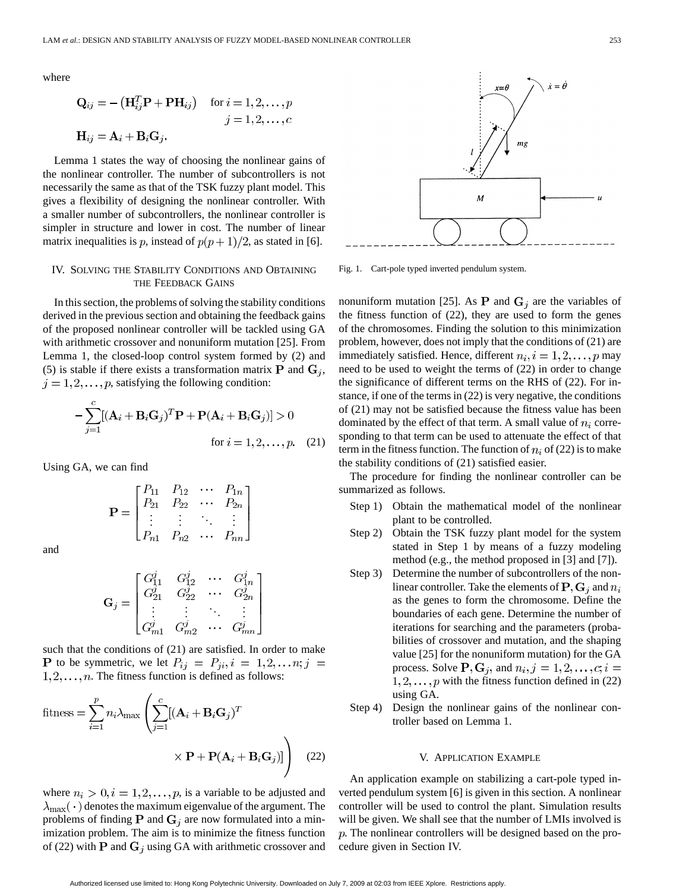where

$$\mathbf{Q}_{ij} = -\left(\mathbf{H}_{ij}^T\mathbf{P} + \mathbf{P}\mathbf{H}_{ij}\right) \quad \text{for } i = 1, 2, \ldots, p$$
$$j = 1, 2, \ldots, c$$
$$\mathbf{H}_{ij} = \mathbf{A}_i + \mathbf{B}_i\mathbf{G}_j.$$

Lemma 1 states the way of choosing the nonlinear gains of the nonlinear controller. The number of subcontrollers is not necessarily the same as that of the TSK fuzzy plant model. This gives a flexibility of designing the nonlinear controller. With a smaller number of subcontrollers, the nonlinear controller is simpler in structure and lower in cost. The number of linear matrix inequalities is $p$, instead of $p(p+1)/2$, as stated in [6].

## IV. Solving the Stability Conditions and Obtaining the Feedback Gains

In this section, the problems of solving the stability conditions derived in the previous section and obtaining the feedback gains of the proposed nonlinear controller will be tackled using GA with arithmetic crossover and nonuniform mutation [25]. From Lemma 1, the closed-loop control system formed by (2) and (5) is stable if there exists a transformation matrix $\mathbf{P}$ and $\mathbf{G}_j$, $j = 1, 2, \ldots, p$, satisfying the following condition:

$$-\sum_{j=1}^{c}[(\mathbf{A}_i + \mathbf{B}_i\mathbf{G}_j)^T\mathbf{P} + \mathbf{P}(\mathbf{A}_i + \mathbf{B}_i\mathbf{G}_j)] > 0 \quad \text{for } i = 1, 2, \ldots, p. \tag{21}$$

Using GA, we can find

$$\mathbf{P} = \begin{bmatrix} P_{11} & P_{12} & \cdots & P_{1n} \\ P_{21} & P_{22} & \cdots & P_{2n} \\ \vdots & \vdots & \ddots & \vdots \\ P_{n1} & P_{n2} & \cdots & P_{nn} \end{bmatrix}$$

and

$$\mathbf{G}_j = \begin{bmatrix} G_{11}^j & G_{12}^j & \cdots & G_{1n}^j \\ G_{21}^j & G_{22}^j & \cdots & G_{2n}^j \\ \vdots & \vdots & \ddots & \vdots \\ G_{m1}^j & G_{m2}^j & \cdots & G_{mn}^j \end{bmatrix}$$

such that the conditions of (21) are satisfied. In order to make $\mathbf{P}$ to be symmetric, we let $P_{ij} = P_{ji}, i = 1, 2, \ldots n; j = 1, 2, \ldots, n$. The fitness function is defined as follows:

$$\text{fitness} = \sum_{i=1}^{p} n_i \lambda_{\max}\left(\sum_{j=1}^{c}[(\mathbf{A}_i + \mathbf{B}_i\mathbf{G}_j)^T \times \mathbf{P} + \mathbf{P}(\mathbf{A}_i + \mathbf{B}_i\mathbf{G}_j)]\right) \tag{22}$$

where $n_i > 0, i = 1, 2, \ldots, p$, is a variable to be adjusted and $\lambda_{\max}(\cdot)$ denotes the maximum eigenvalue of the argument. The problems of finding $\mathbf{P}$ and $\mathbf{G}_j$ are now formulated into a minimization problem. The aim is to minimize the fitness function of (22) with $\mathbf{P}$ and $\mathbf{G}_j$ using GA with arithmetic crossover and nonuniform mutation [25]. As $\mathbf{P}$ and $\mathbf{G}_j$ are the variables of the fitness function of (22), they are used to form the genes of the chromosomes. Finding the solution to this minimization problem, however, does not imply that the conditions of (21) are immediately satisfied. Hence, different $n_i, i = 1, 2, \ldots, p$ may need to be used to weight the terms of (22) in order to change the significance of different terms on the RHS of (22). For instance, if one of the terms in (22) is very negative, the conditions of (21) may not be satisfied because the fitness value has been dominated by the effect of that term. A small value of $n_i$ corresponding to that term can be used to attenuate the effect of that term in the fitness function. The function of $n_i$ of (22) is to make the stability conditions of (21) satisfied easier.

Fig. 1. Cart-pole typed inverted pendulum system.

The procedure for finding the nonlinear controller can be summarized as follows.

- Step 1) Obtain the mathematical model of the nonlinear plant to be controlled.
- Step 2) Obtain the TSK fuzzy plant model for the system stated in Step 1 by means of a fuzzy modeling method (e.g., the method proposed in [3] and [7]).
- Step 3) Determine the number of subcontrollers of the nonlinear controller. Take the elements of $\mathbf{P}, \mathbf{G}_j$ and $n_i$ as the genes to form the chromosome. Define the boundaries of each gene. Determine the number of iterations for searching and the parameters (probabilities of crossover and mutation, and the shaping value [25] for the nonuniform mutation) for the GA process. Solve $\mathbf{P}, \mathbf{G}_j$, and $n_i, j = 1, 2, \ldots, c; i = 1, 2, \ldots, p$ with the fitness function defined in (22) using GA.
- Step 4) Design the nonlinear gains of the nonlinear controller based on Lemma 1.

## V. Application Example

An application example on stabilizing a cart-pole typed inverted pendulum system [6] is given in this section. A nonlinear controller will be used to control the plant. Simulation results will be given. We shall see that the number of LMIs involved is $p$. The nonlinear controllers will be designed based on the procedure given in Section IV.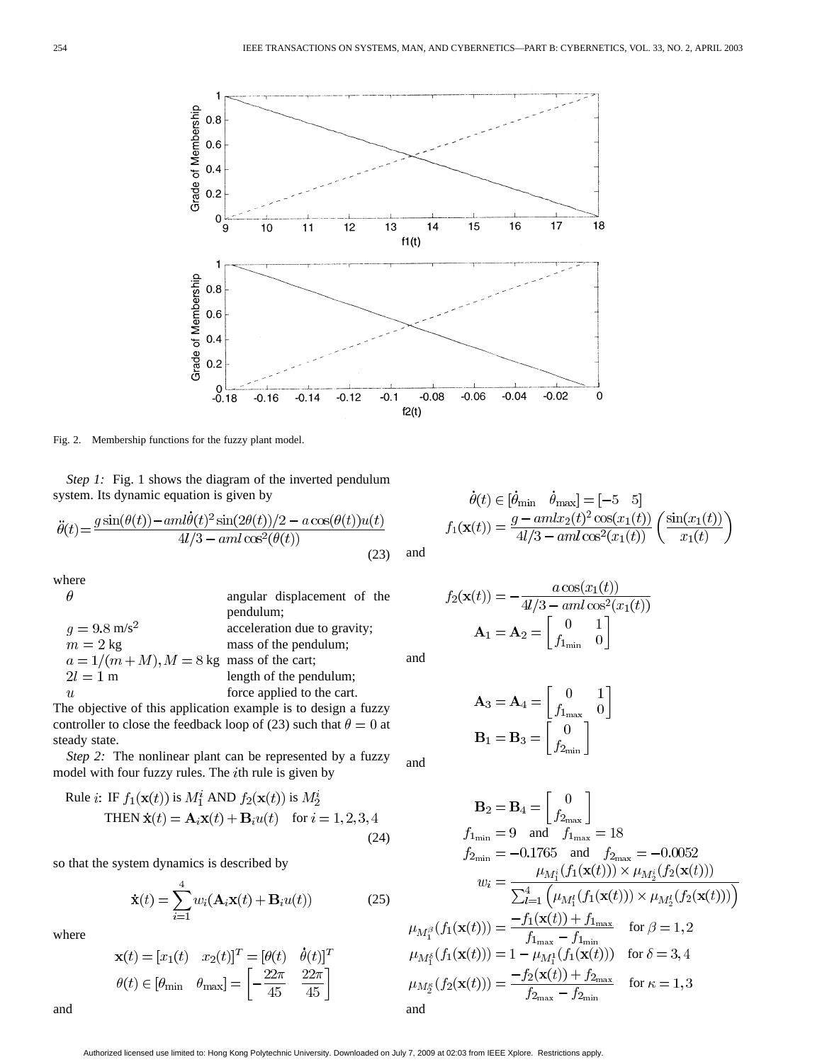Fig. 2. Membership functions for the fuzzy plant model.

*Step 1:* Fig. 1 shows the diagram of the inverted pendulum system. Its dynamic equation is given by

$$\ddot{\theta}(t)=\frac{g\sin(\theta(t))-aml\dot{\theta}(t)^2\sin(2\theta(t))/2-a\cos(\theta(t))u(t)}{4l/3-aml\cos^2(\theta(t))} \tag{23}$$

where

| | |
|---|---|
| $\theta$ | angular displacement of the pendulum; |
| $g=9.8$ m/s$^2$ | acceleration due to gravity; |
| $m=2$ kg | mass of the pendulum; |
| $a=1/(m+M), M=8$ kg | mass of the cart; |
| $2l=1$ m | length of the pendulum; |
| $u$ | force applied to the cart. |

The objective of this application example is to design a fuzzy controller to close the feedback loop of (23) such that $\theta=0$ at steady state.

*Step 2:* The nonlinear plant can be represented by a fuzzy model with four fuzzy rules. The $i$th rule is given by

$$\begin{aligned}&\text{Rule } i\text{: IF } f_1(\mathbf{x}(t)) \text{ is } M_1^i \text{ AND } f_2(\mathbf{x}(t)) \text{ is } M_2^i\\ &\qquad \text{THEN } \dot{\mathbf{x}}(t)=\mathbf{A}_i\mathbf{x}(t)+\mathbf{B}_iu(t) \quad \text{for } i=1,2,3,4\end{aligned} \tag{24}$$

so that the system dynamics is described by

$$\dot{\mathbf{x}}(t)=\sum_{i=1}^{4}w_i(\mathbf{A}_i\mathbf{x}(t)+\mathbf{B}_iu(t)) \tag{25}$$

where

$$\mathbf{x}(t)=[x_1(t)\quad x_2(t)]^T=[\theta(t)\quad \dot{\theta}(t)]^T$$

$$\theta(t)\in[\theta_{\min}\quad \theta_{\max}]=\left[-\frac{22\pi}{45}\quad \frac{22\pi}{45}\right]$$

and

$$\dot{\theta}(t)\in[\dot{\theta}_{\min}\quad \dot{\theta}_{\max}]=[-5\quad 5]$$

$$f_1(\mathbf{x}(t))=\frac{g-amlx_2(t)^2\cos(x_1(t))}{4l/3-aml\cos^2(x_1(t))}\left(\frac{\sin(x_1(t))}{x_1(t)}\right)$$

and

$$f_2(\mathbf{x}(t))=-\frac{a\cos(x_1(t))}{4l/3-aml\cos^2(x_1(t))}$$

$$\mathbf{A}_1=\mathbf{A}_2=\begin{bmatrix}0 & 1\\ f_{1_{\min}} & 0\end{bmatrix}$$

and

$$\mathbf{A}_3=\mathbf{A}_4=\begin{bmatrix}0 & 1\\ f_{1_{\max}} & 0\end{bmatrix}$$

$$\mathbf{B}_1=\mathbf{B}_3=\begin{bmatrix}0\\ f_{2_{\min}}\end{bmatrix}$$

and

$$\mathbf{B}_2=\mathbf{B}_4=\begin{bmatrix}0\\ f_{2_{\max}}\end{bmatrix}$$

$$f_{1_{\min}}=9 \quad \text{and} \quad f_{1_{\max}}=18$$

$$f_{2_{\min}}=-0.1765 \quad \text{and} \quad f_{2_{\max}}=-0.0052$$

$$w_i=\frac{\mu_{M_1^i}(f_1(\mathbf{x}(t)))\times\mu_{M_2^i}(f_2(\mathbf{x}(t)))}{\sum_{l=1}^{4}\left(\mu_{M_1^l}(f_1(\mathbf{x}(t)))\times\mu_{M_2^l}(f_2(\mathbf{x}(t)))\right)}$$

$$\mu_{M_1^\beta}(f_1(\mathbf{x}(t)))=\frac{-f_1(\mathbf{x}(t))+f_{1_{\max}}}{f_{1_{\max}}-f_{1_{\min}}} \quad \text{for } \beta=1,2$$

$$\mu_{M_1^\delta}(f_1(\mathbf{x}(t)))=1-\mu_{M_1^1}(f_1(\mathbf{x}(t))) \quad \text{for } \delta=3,4$$

$$\mu_{M_2^\kappa}(f_2(\mathbf{x}(t)))=\frac{-f_2(\mathbf{x}(t))+f_{2_{\max}}}{f_{2_{\max}}-f_{2_{\min}}} \quad \text{for } \kappa=1,3$$

and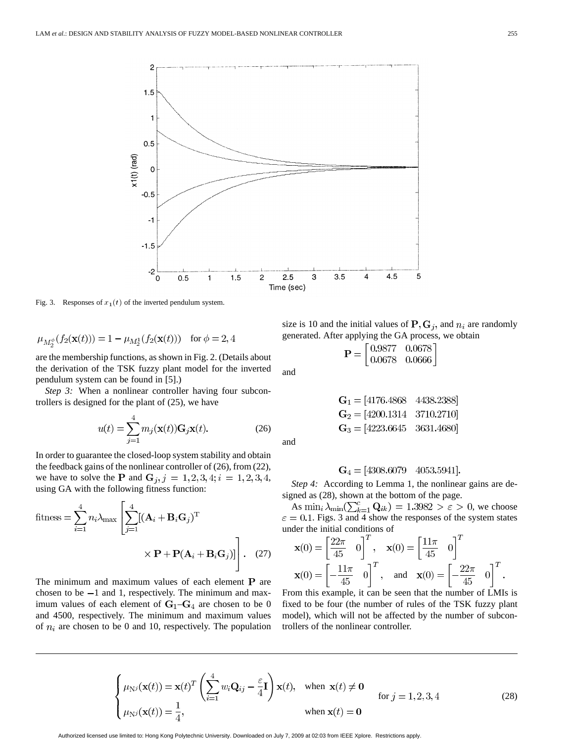Fig. 3. Responses of $x_1(t)$ of the inverted pendulum system.

$$\mu_{M_2^\phi}(f_2(\mathbf{x}(t))) = 1 - \mu_{M_2^1}(f_2(\mathbf{x}(t))) \quad \text{for } \phi = 2, 4$$

are the membership functions, as shown in Fig. 2. (Details about the derivation of the TSK fuzzy plant model for the inverted pendulum system can be found in [5].)

*Step 3:* When a nonlinear controller having four subcontrollers is designed for the plant of (25), we have

$$u(t) = \sum_{j=1}^{4} m_j(\mathbf{x}(t))\mathbf{G}_j\mathbf{x}(t). \tag{26}$$

In order to guarantee the closed-loop system stability and obtain the feedback gains of the nonlinear controller of (26), from (22), we have to solve the $\mathbf{P}$ and $\mathbf{G}_j, j = 1, 2, 3, 4; i = 1, 2, 3, 4,$ using GA with the following fitness function:

$$\text{fitness} = \sum_{i=1}^{4} n_i \lambda_{\max}\left[\sum_{j=1}^{4}[(\mathbf{A}_i + \mathbf{B}_i\mathbf{G}_j)^{\mathrm{T}} \times \mathbf{P} + \mathbf{P}(\mathbf{A}_i + \mathbf{B}_i\mathbf{G}_j)]\right]. \tag{27}$$

The minimum and maximum values of each element $\mathbf{P}$ are chosen to be $-1$ and 1, respectively. The minimum and maximum values of each element of $\mathbf{G}_1$–$\mathbf{G}_4$ are chosen to be 0 and 4500, respectively. The minimum and maximum values of $n_i$ are chosen to be 0 and 10, respectively. The population size is 10 and the initial values of $\mathbf{P}, \mathbf{G}_j$, and $n_i$ are randomly generated. After applying the GA process, we obtain

$$\mathbf{P} = \begin{bmatrix} 0.9877 & 0.0678 \\ 0.0678 & 0.0666 \end{bmatrix}$$

and

$$\mathbf{G}_1 = [4176.4868 \quad 4438.2388]$$
$$\mathbf{G}_2 = [4200.1314 \quad 3710.2710]$$
$$\mathbf{G}_3 = [4223.6645 \quad 3631.4680]$$

and

$$\mathbf{G}_4 = [4308.6079 \quad 4053.5941].$$

*Step 4:* According to Lemma 1, the nonlinear gains are designed as (28), shown at the bottom of the page.

As $\min_i \lambda_{\min}(\sum_{k=1}^{c} \mathbf{Q}_{ik}) = 1.3982 > \varepsilon > 0$, we choose $\varepsilon = 0.1$. Figs. 3 and 4 show the responses of the system states under the initial conditions of

$$\mathbf{x}(0) = \begin{bmatrix} \frac{22\pi}{45} & 0 \end{bmatrix}^T, \quad \mathbf{x}(0) = \begin{bmatrix} \frac{11\pi}{45} & 0 \end{bmatrix}^T$$
$$\mathbf{x}(0) = \begin{bmatrix} -\frac{11\pi}{45} & 0 \end{bmatrix}^T, \quad \text{and} \quad \mathbf{x}(0) = \begin{bmatrix} -\frac{22\pi}{45} & 0 \end{bmatrix}^T.$$

From this example, it can be seen that the number of LMIs is fixed to be four (the number of rules of the TSK fuzzy plant model), which will not be affected by the number of subcontrollers of the nonlinear controller.

$$\begin{cases} \mu_{\mathrm{N}^j}(\mathbf{x}(t)) = \mathbf{x}(t)^T \left(\displaystyle\sum_{i=1}^{4} w_i \mathbf{Q}_{ij} - \frac{\varepsilon}{4}\mathbf{I}\right)\mathbf{x}(t), & \text{when } \mathbf{x}(t) \neq \mathbf{0} \\ \mu_{\mathrm{N}^j}(\mathbf{x}(t)) = \dfrac{1}{4}, & \text{when } \mathbf{x}(t) = \mathbf{0} \end{cases} \quad \text{for } j = 1, 2, 3, 4 \tag{28}$$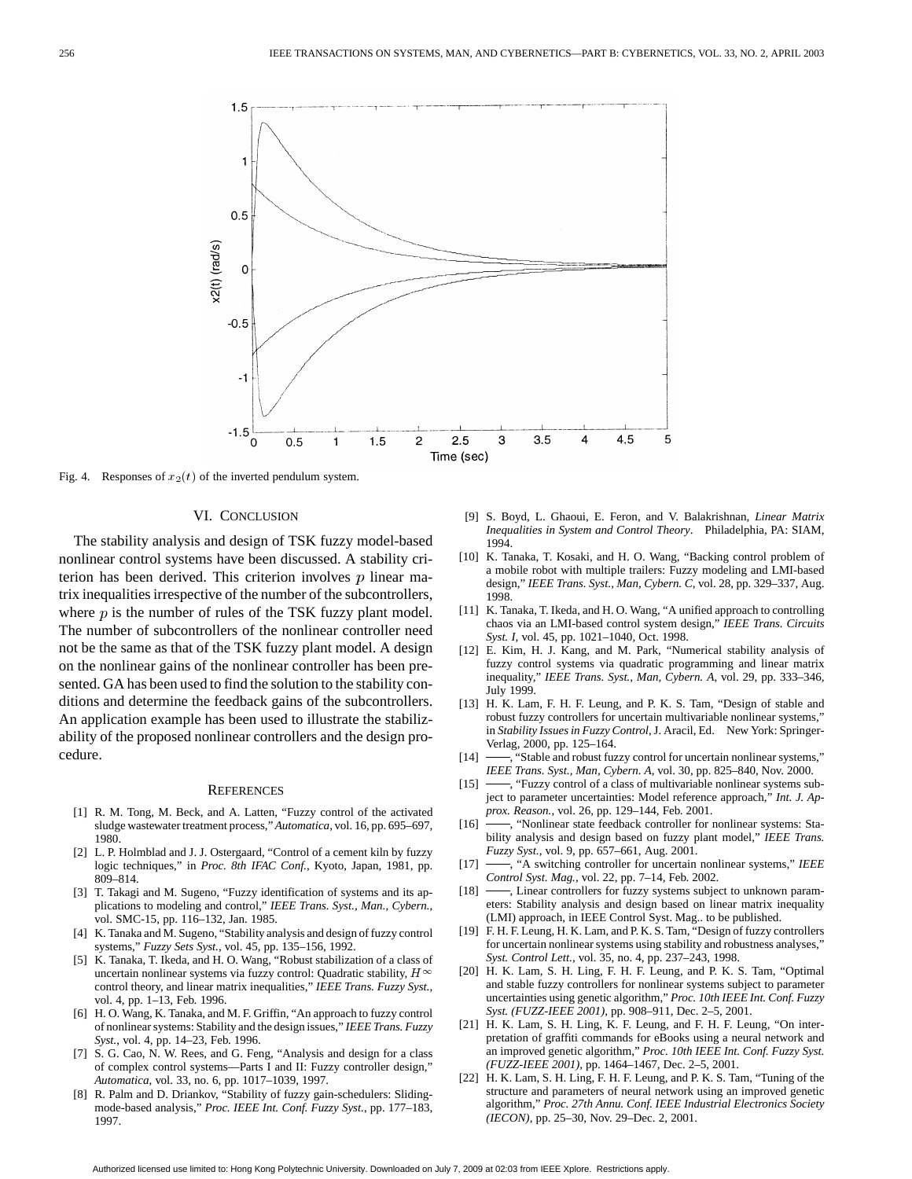Fig. 4. Responses of $x_2(t)$ of the inverted pendulum system.

## VI. Conclusion

The stability analysis and design of TSK fuzzy model-based nonlinear control systems have been discussed. A stability criterion has been derived. This criterion involves $p$ linear matrix inequalities irrespective of the number of the subcontrollers, where $p$ is the number of rules of the TSK fuzzy plant model. The number of subcontrollers of the nonlinear controller need not be the same as that of the TSK fuzzy plant model. A design on the nonlinear gains of the nonlinear controller has been presented. GA has been used to find the solution to the stability conditions and determine the feedback gains of the subcontrollers. An application example has been used to illustrate the stabilizability of the proposed nonlinear controllers and the design procedure.

## References

[1] R. M. Tong, M. Beck, and A. Latten, "Fuzzy control of the activated sludge wastewater treatment process," *Automatica*, vol. 16, pp. 695–697, 1980.

[2] L. P. Holmblad and J. J. Ostergaard, "Control of a cement kiln by fuzzy logic techniques," in *Proc. 8th IFAC Conf.*, Kyoto, Japan, 1981, pp. 809–814.

[3] T. Takagi and M. Sugeno, "Fuzzy identification of systems and its applications to modeling and control," *IEEE Trans. Syst., Man., Cybern.*, vol. SMC-15, pp. 116–132, Jan. 1985.

[4] K. Tanaka and M. Sugeno, "Stability analysis and design of fuzzy control systems," *Fuzzy Sets Syst.*, vol. 45, pp. 135–156, 1992.

[5] K. Tanaka, T. Ikeda, and H. O. Wang, "Robust stabilization of a class of uncertain nonlinear systems via fuzzy control: Quadratic stability, $H^\infty$ control theory, and linear matrix inequalities," *IEEE Trans. Fuzzy Syst.*, vol. 4, pp. 1–13, Feb. 1996.

[6] H. O. Wang, K. Tanaka, and M. F. Griffin, "An approach to fuzzy control of nonlinear systems: Stability and the design issues," *IEEE Trans. Fuzzy Syst.*, vol. 4, pp. 14–23, Feb. 1996.

[7] S. G. Cao, N. W. Rees, and G. Feng, "Analysis and design for a class of complex control systems—Parts I and II: Fuzzy controller design," *Automatica*, vol. 33, no. 6, pp. 1017–1039, 1997.

[8] R. Palm and D. Driankov, "Stability of fuzzy gain-schedulers: Sliding-mode-based analysis," *Proc. IEEE Int. Conf. Fuzzy Syst.*, pp. 177–183, 1997.

[9] S. Boyd, L. Ghaoui, E. Feron, and V. Balakrishnan, *Linear Matrix Inequalities in System and Control Theory*. Philadelphia, PA: SIAM, 1994.

[10] K. Tanaka, T. Kosaki, and H. O. Wang, "Backing control problem of a mobile robot with multiple trailers: Fuzzy modeling and LMI-based design," *IEEE Trans. Syst., Man, Cybern. C*, vol. 28, pp. 329–337, Aug. 1998.

[11] K. Tanaka, T. Ikeda, and H. O. Wang, "A unified approach to controlling chaos via an LMI-based control system design," *IEEE Trans. Circuits Syst. I*, vol. 45, pp. 1021–1040, Oct. 1998.

[12] E. Kim, H. J. Kang, and M. Park, "Numerical stability analysis of fuzzy control systems via quadratic programming and linear matrix inequality," *IEEE Trans. Syst., Man, Cybern. A*, vol. 29, pp. 333–346, July 1999.

[13] H. K. Lam, F. H. F. Leung, and P. K. S. Tam, "Design of stable and robust fuzzy controllers for uncertain multivariable nonlinear systems," in *Stability Issues in Fuzzy Control*, J. Aracil, Ed. New York: Springer-Verlag, 2000, pp. 125–164.

[14] ——, "Stable and robust fuzzy control for uncertain nonlinear systems," *IEEE Trans. Syst., Man, Cybern. A*, vol. 30, pp. 825–840, Nov. 2000.

[15] ——, "Fuzzy control of a class of multivariable nonlinear systems subject to parameter uncertainties: Model reference approach," *Int. J. Approx. Reason.*, vol. 26, pp. 129–144, Feb. 2001.

[16] ——, "Nonlinear state feedback controller for nonlinear systems: Stability analysis and design based on fuzzy plant model," *IEEE Trans. Fuzzy Syst.*, vol. 9, pp. 657–661, Aug. 2001.

[17] ——, "A switching controller for uncertain nonlinear systems," *IEEE Control Syst. Mag.*, vol. 22, pp. 7–14, Feb. 2002.

[18] ——, Linear controllers for fuzzy systems subject to unknown parameters: Stability analysis and design based on linear matrix inequality (LMI) approach, in IEEE Control Syst. Mag.. to be published.

[19] F. H. F. Leung, H. K. Lam, and P. K. S. Tam, "Design of fuzzy controllers for uncertain nonlinear systems using stability and robustness analyses," *Syst. Control Lett.*, vol. 35, no. 4, pp. 237–243, 1998.

[20] H. K. Lam, S. H. Ling, F. H. F. Leung, and P. K. S. Tam, "Optimal and stable fuzzy controllers for nonlinear systems subject to parameter uncertainties using genetic algorithm," *Proc. 10th IEEE Int. Conf. Fuzzy Syst. (FUZZ-IEEE 2001)*, pp. 908–911, Dec. 2–5, 2001.

[21] H. K. Lam, S. H. Ling, K. F. Leung, and F. H. F. Leung, "On interpretation of graffiti commands for eBooks using a neural network and an improved genetic algorithm," *Proc. 10th IEEE Int. Conf. Fuzzy Syst. (FUZZ-IEEE 2001)*, pp. 1464–1467, Dec. 2–5, 2001.

[22] H. K. Lam, S. H. Ling, F. H. F. Leung, and P. K. S. Tam, "Tuning of the structure and parameters of neural network using an improved genetic algorithm," *Proc. 27th Annu. Conf. IEEE Industrial Electronics Society (IECON)*, pp. 25–30, Nov. 29–Dec. 2, 2001.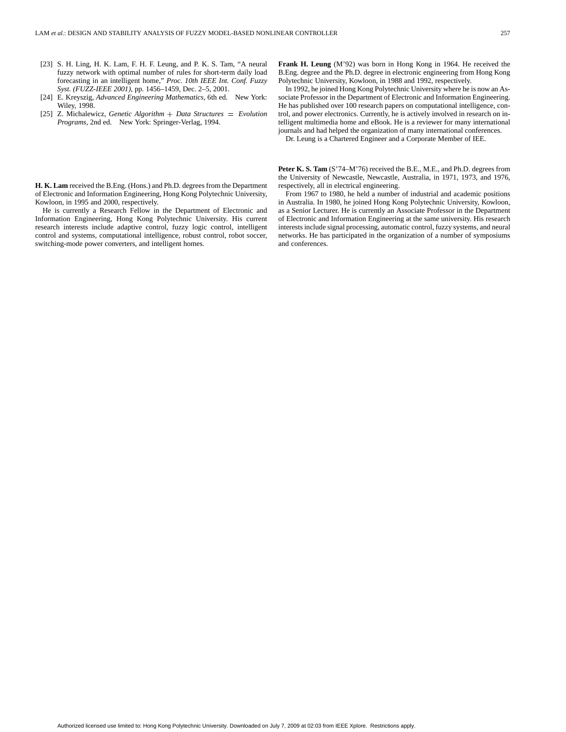[23] S. H. Ling, H. K. Lam, F. H. F. Leung, and P. K. S. Tam, "A neural fuzzy network with optimal number of rules for short-term daily load forecasting in an intelligent home," *Proc. 10th IEEE Int. Conf. Fuzzy Syst. (FUZZ-IEEE 2001)*, pp. 1456–1459, Dec. 2–5, 2001.

[24] E. Kreyszig, *Advanced Engineering Mathematics*, 6th ed. New York: Wiley, 1998.

[25] Z. Michalewicz, *Genetic Algorithm + Data Structures = Evolution Programs*, 2nd ed. New York: Springer-Verlag, 1994.

**H. K. Lam** received the B.Eng. (Hons.) and Ph.D. degrees from the Department of Electronic and Information Engineering, Hong Kong Polytechnic University, Kowloon, in 1995 and 2000, respectively.

He is currently a Research Fellow in the Department of Electronic and Information Engineering, Hong Kong Polytechnic University. His current research interests include adaptive control, fuzzy logic control, intelligent control and systems, computational intelligence, robust control, robot soccer, switching-mode power converters, and intelligent homes.

**Frank H. Leung** (M'92) was born in Hong Kong in 1964. He received the B.Eng. degree and the Ph.D. degree in electronic engineering from Hong Kong Polytechnic University, Kowloon, in 1988 and 1992, respectively.

In 1992, he joined Hong Kong Polytechnic University where he is now an Associate Professor in the Department of Electronic and Information Engineering. He has published over 100 research papers on computational intelligence, control, and power electronics. Currently, he is actively involved in research on intelligent multimedia home and eBook. He is a reviewer for many international journals and had helped the organization of many international conferences.

Dr. Leung is a Chartered Engineer and a Corporate Member of IEE.

**Peter K. S. Tam** (S'74–M'76) received the B.E., M.E., and Ph.D. degrees from the University of Newcastle, Newcastle, Australia, in 1971, 1973, and 1976, respectively, all in electrical engineering.

From 1967 to 1980, he held a number of industrial and academic positions in Australia. In 1980, he joined Hong Kong Polytechnic University, Kowloon, as a Senior Lecturer. He is currently an Associate Professor in the Department of Electronic and Information Engineering at the same university. His research interests include signal processing, automatic control, fuzzy systems, and neural networks. He has participated in the organization of a number of symposiums and conferences.